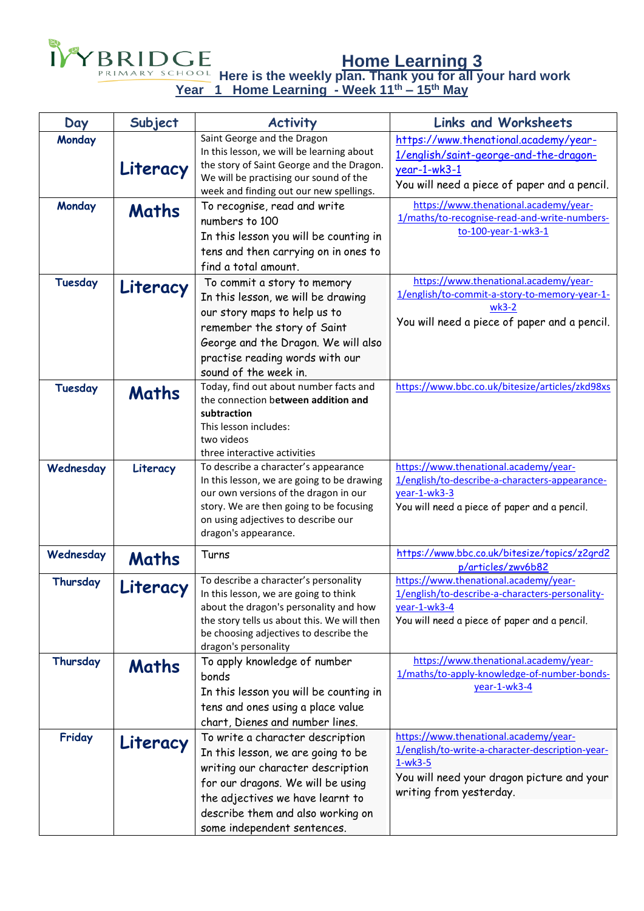IVYBRIDGE PRIMARY SCHOOL

# Home Learning 3

**Here is the weekly plan. Thank you for all your hard work**

**Year 1 Home Learning - Week 11th – 15th May**

| Day | Subject | Activity | Links and Worksheets |
|---|---|---|---|
| Monday | Literacy | Saint George and the Dragon<br>In this lesson, we will be learning about the story of Saint George and the Dragon. We will be practising our sound of the week and finding out our new spellings. | https://www.thenational.academy/year-1/english/saint-george-and-the-dragon-year-1-wk3-1<br>You will need a piece of paper and a pencil. |
| Monday | Maths | To recognise, read and write numbers to 100<br>In this lesson you will be counting in tens and then carrying on in ones to find a total amount. | https://www.thenational.academy/year-1/maths/to-recognise-read-and-write-numbers-to-100-year-1-wk3-1 |
| Tuesday | Literacy | To commit a story to memory<br>In this lesson, we will be drawing our story maps to help us to remember the story of Saint George and the Dragon. We will also practise reading words with our sound of the week in. | https://www.thenational.academy/year-1/english/to-commit-a-story-to-memory-year-1-wk3-2<br>You will need a piece of paper and a pencil. |
| Tuesday | Maths | Today, find out about number facts and the connection b**etween addition and subtraction**<br>This lesson includes:<br>two videos<br>three interactive activities | https://www.bbc.co.uk/bitesize/articles/zkd98xs |
| Wednesday | Literacy | To describe a character's appearance<br>In this lesson, we are going to be drawing our own versions of the dragon in our story. We are then going to be focusing on using adjectives to describe our dragon's appearance. | https://www.thenational.academy/year-1/english/to-describe-a-characters-appearance-year-1-wk3-3<br>You will need a piece of paper and a pencil. |
| Wednesday | Maths | Turns | https://www.bbc.co.uk/bitesize/topics/z2grd2p/articles/zwv6b82 |
| Thursday | Literacy | To describe a character's personality<br>In this lesson, we are going to think about the dragon's personality and how the story tells us about this. We will then be choosing adjectives to describe the dragon's personality | https://www.thenational.academy/year-1/english/to-describe-a-characters-personality-year-1-wk3-4<br>You will need a piece of paper and a pencil. |
| Thursday | Maths | To apply knowledge of number bonds<br>In this lesson you will be counting in tens and ones using a place value chart, Dienes and number lines. | https://www.thenational.academy/year-1/maths/to-apply-knowledge-of-number-bonds-year-1-wk3-4 |
| Friday | Literacy | To write a character description<br>In this lesson, we are going to be writing our character description for our dragons. We will be using the adjectives we have learnt to describe them and also working on some independent sentences. | https://www.thenational.academy/year-1/english/to-write-a-character-description-year-1-wk3-5<br>You will need your dragon picture and your writing from yesterday. |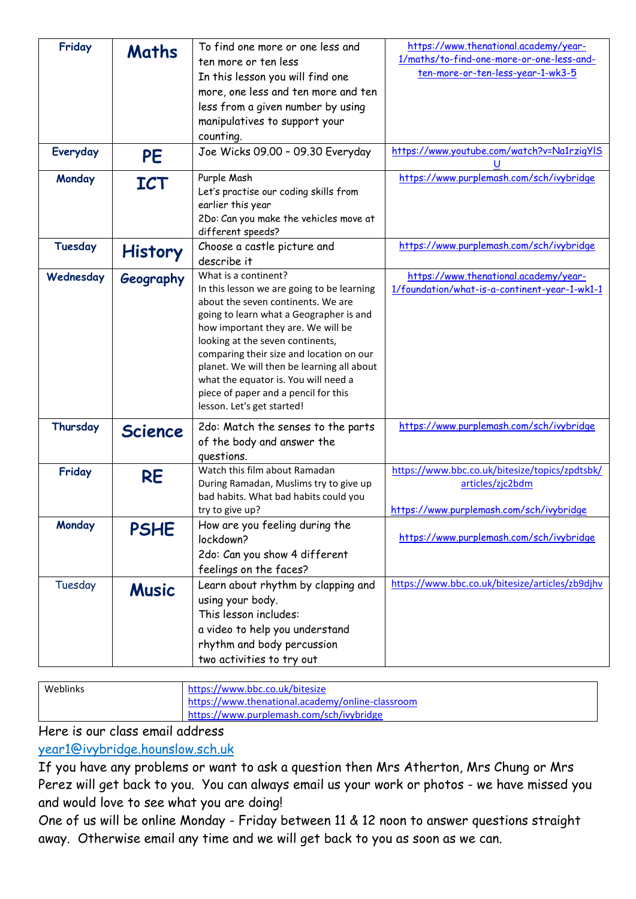| | | | |
|---|---|---|---|
| Friday | **Maths** | To find one more or one less and ten more or ten less<br>In this lesson you will find one more, one less and ten more and ten less from a given number by using manipulatives to support your counting. | https://www.thenational.academy/year-1/maths/to-find-one-more-or-one-less-and-ten-more-or-ten-less-year-1-wk3-5 |
| Everyday | **PE** | Joe Wicks 09.00 – 09.30 Everyday | https://www.youtube.com/watch?v=Na1rzigYlSU |
| Monday | **ICT** | Purple Mash<br>Let's practise our coding skills from earlier this year<br>2Do: Can you make the vehicles move at different speeds? | https://www.purplemash.com/sch/ivybridge |
| Tuesday | **History** | Choose a castle picture and describe it | https://www.purplemash.com/sch/ivybridge |
| Wednesday | **Geography** | What is a continent?<br>In this lesson we are going to be learning about the seven continents. We are going to learn what a Geographer is and how important they are. We will be looking at the seven continents, comparing their size and location on our planet. We will then be learning all about what the equator is. You will need a piece of paper and a pencil for this lesson. Let's get started! | https://www.thenational.academy/year-1/foundation/what-is-a-continent-year-1-wk1-1 |
| Thursday | **Science** | 2do: Match the senses to the parts of the body and answer the questions. | https://www.purplemash.com/sch/ivybridge |
| Friday | **RE** | Watch this film about Ramadan<br>During Ramadan, Muslims try to give up bad habits. What bad habits could you try to give up? | https://www.bbc.co.uk/bitesize/topics/zpdtsbk/articles/zjc2bdm<br><br>https://www.purplemash.com/sch/ivybridge |
| Monday | **PSHE** | How are you feeling during the lockdown?<br>2do: Can you show 4 different feelings on the faces? | https://www.purplemash.com/sch/ivybridge |
| Tuesday | **Music** | Learn about rhythm by clapping and using your body.<br>This lesson includes:<br>a video to help you understand rhythm and body percussion<br>two activities to try out | https://www.bbc.co.uk/bitesize/articles/zb9djhv |

| | |
|---|---|
| Weblinks | https://www.bbc.co.uk/bitesize<br>https://www.thenational.academy/online-classroom<br>https://www.purplemash.com/sch/ivybridge |

Here is our class email address

year1@ivybridge.hounslow.sch.uk

If you have any problems or want to ask a question then Mrs Atherton, Mrs Chung or Mrs Perez will get back to you. You can always email us your work or photos - we have missed you and would love to see what you are doing!

One of us will be online Monday - Friday between 11 & 12 noon to answer questions straight away. Otherwise email any time and we will get back to you as soon as we can.